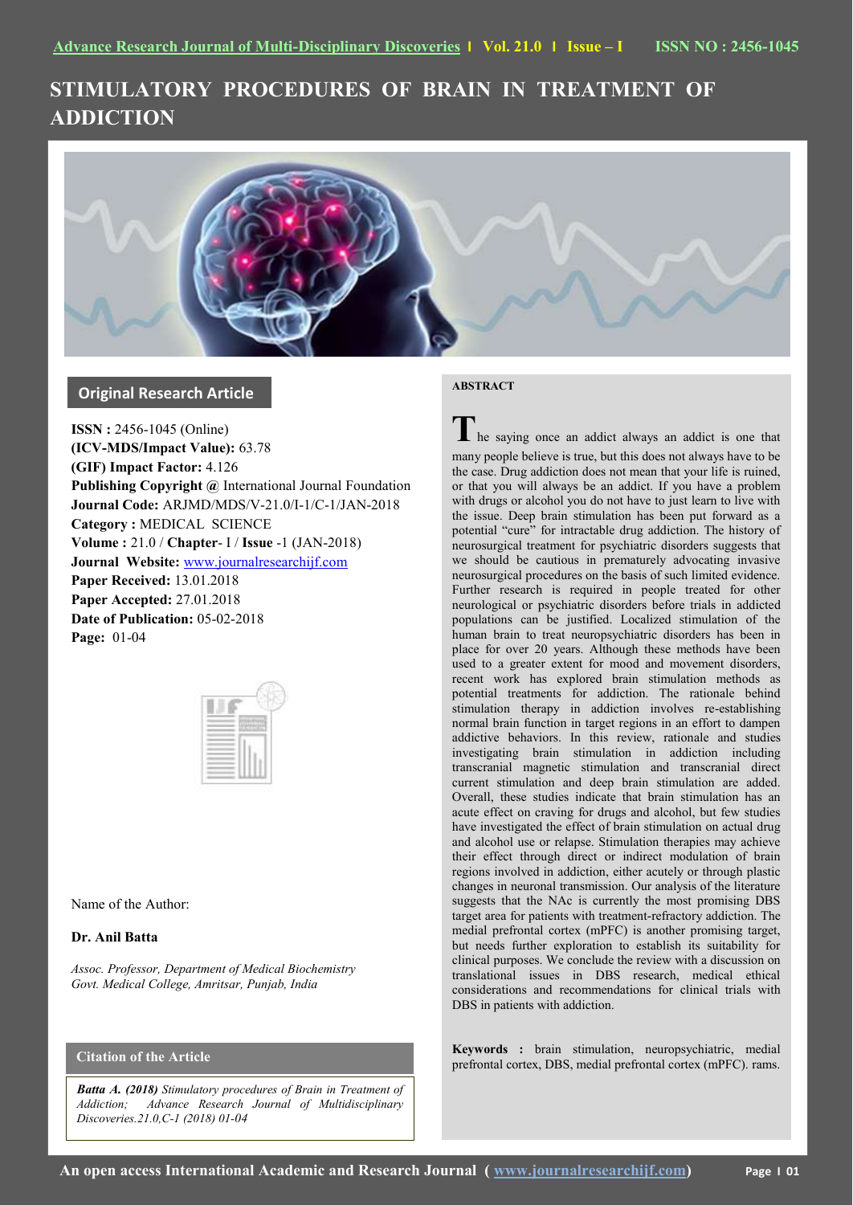# STIMULATORY PROCEDURES OF BRAIN IN TREATMENT OF ADDICTION

## Original Research Article

**ISSN :** 2456-1045 (Online)
**(ICV-MDS/Impact Value):** 63.78
**(GIF) Impact Factor:** 4.126
**Publishing Copyright @** International Journal Foundation
**Journal Code:** ARJMD/MDS/V-21.0/I-1/C-1/JAN-2018
**Category :** MEDICAL SCIENCE
**Volume :** 21.0 / **Chapter**- I / **Issue** -1 (JAN-2018)
**Journal Website:** www.journalresearchijf.com
**Paper Received:** 13.01.2018
**Paper Accepted:** 27.01.2018
**Date of Publication:** 05-02-2018
**Page:** 01-04

Name of the Author:

**Dr. Anil Batta**

*Assoc. Professor, Department of Medical Biochemistry*
*Govt. Medical College, Amritsar, Punjab, India*

### Citation of the Article

***Batta A. (2018)*** *Stimulatory procedures of Brain in Treatment of Addiction; Advance Research Journal of Multidisciplinary Discoveries.21.0,C-1 (2018) 01-04*

## ABSTRACT

The saying once an addict always an addict is one that many people believe is true, but this does not always have to be the case. Drug addiction does not mean that your life is ruined, or that you will always be an addict. If you have a problem with drugs or alcohol you do not have to just learn to live with the issue. Deep brain stimulation has been put forward as a potential "cure" for intractable drug addiction. The history of neurosurgical treatment for psychiatric disorders suggests that we should be cautious in prematurely advocating invasive neurosurgical procedures on the basis of such limited evidence. Further research is required in people treated for other neurological or psychiatric disorders before trials in addicted populations can be justified. Localized stimulation of the human brain to treat neuropsychiatric disorders has been in place for over 20 years. Although these methods have been used to a greater extent for mood and movement disorders, recent work has explored brain stimulation methods as potential treatments for addiction. The rationale behind stimulation therapy in addiction involves re-establishing normal brain function in target regions in an effort to dampen addictive behaviors. In this review, rationale and studies investigating brain stimulation in addiction including transcranial magnetic stimulation and transcranial direct current stimulation and deep brain stimulation are added. Overall, these studies indicate that brain stimulation has an acute effect on craving for drugs and alcohol, but few studies have investigated the effect of brain stimulation on actual drug and alcohol use or relapse. Stimulation therapies may achieve their effect through direct or indirect modulation of brain regions involved in addiction, either acutely or through plastic changes in neuronal transmission. Our analysis of the literature suggests that the NAc is currently the most promising DBS target area for patients with treatment-refractory addiction. The medial prefrontal cortex (mPFC) is another promising target, but needs further exploration to establish its suitability for clinical purposes. We conclude the review with a discussion on translational issues in DBS research, medical ethical considerations and recommendations for clinical trials with DBS in patients with addiction.

**Keywords :** brain stimulation, neuropsychiatric, medial prefrontal cortex, DBS, medial prefrontal cortex (mPFC). rams.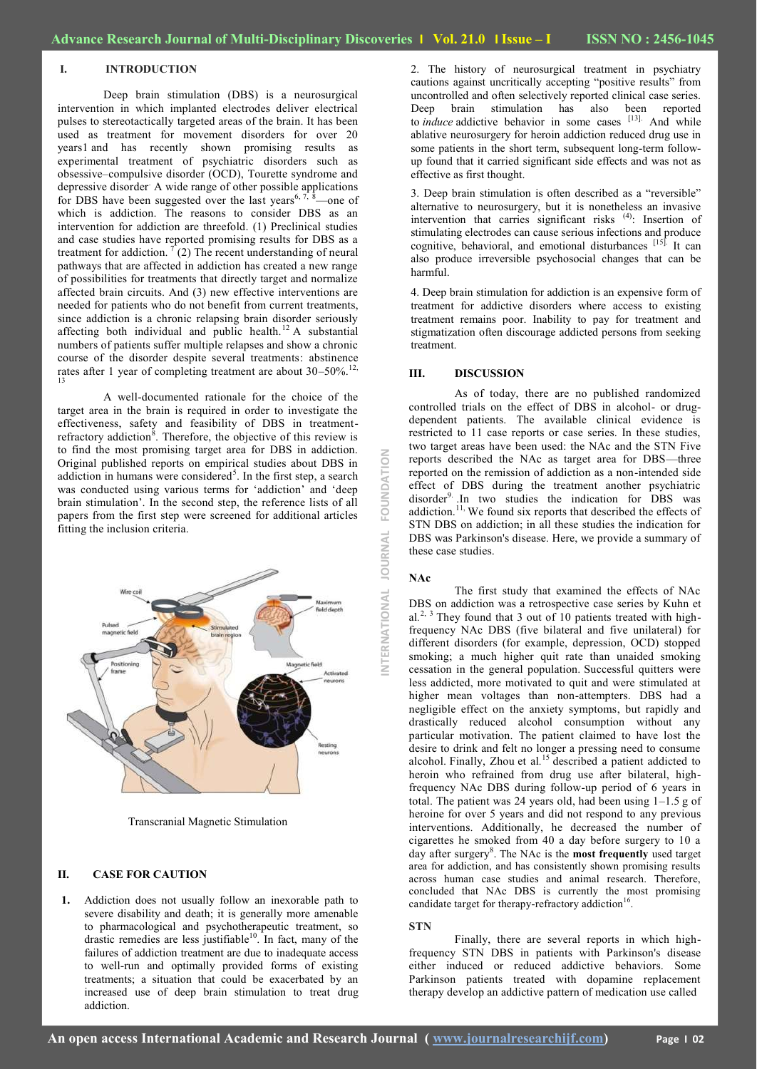## I. INTRODUCTION

Deep brain stimulation (DBS) is a neurosurgical intervention in which implanted electrodes deliver electrical pulses to stereotactically targeted areas of the brain. It has been used as treatment for movement disorders for over 20 years1 and has recently shown promising results as experimental treatment of psychiatric disorders such as obsessive–compulsive disorder (OCD), Tourette syndrome and depressive disorder. A wide range of other possible applications for DBS have been suggested over the last years[6, 7, 8]—one of which is addiction. The reasons to consider DBS as an intervention for addiction are threefold. (1) Preclinical studies and case studies have reported promising results for DBS as a treatment for addiction. [7] (2) The recent understanding of neural pathways that are affected in addiction has created a new range of possibilities for treatments that directly target and normalize affected brain circuits. And (3) new effective interventions are needed for patients who do not benefit from current treatments, since addiction is a chronic relapsing brain disorder seriously affecting both individual and public health.[12] A substantial numbers of patients suffer multiple relapses and show a chronic course of the disorder despite several treatments: abstinence rates after 1 year of completing treatment are about 30–50%.[12, 13]

A well-documented rationale for the choice of the target area in the brain is required in order to investigate the effectiveness, safety and feasibility of DBS in treatment-refractory addiction[8]. Therefore, the objective of this review is to find the most promising target area for DBS in addiction. Original published reports on empirical studies about DBS in addiction in humans were considered[5]. In the first step, a search was conducted using various terms for 'addiction' and 'deep brain stimulation'. In the second step, the reference lists of all papers from the first step were screened for additional articles fitting the inclusion criteria.

Transcranial Magnetic Stimulation

## II. CASE FOR CAUTION

1. Addiction does not usually follow an inexorable path to severe disability and death; it is generally more amenable to pharmacological and psychotherapeutic treatment, so drastic remedies are less justifiable[10]. In fact, many of the failures of addiction treatment are due to inadequate access to well-run and optimally provided forms of existing treatments; a situation that could be exacerbated by an increased use of deep brain stimulation to treat drug addiction.

2. The history of neurosurgical treatment in psychiatry cautions against uncritically accepting "positive results" from uncontrolled and often selectively reported clinical case series. Deep brain stimulation has also been reported to *induce* addictive behavior in some cases [13]. And while ablative neurosurgery for heroin addiction reduced drug use in some patients in the short term, subsequent long-term follow-up found that it carried significant side effects and was not as effective as first thought.

3. Deep brain stimulation is often described as a "reversible" alternative to neurosurgery, but it is nonetheless an invasive intervention that carries significant risks [4]: Insertion of stimulating electrodes can cause serious infections and produce cognitive, behavioral, and emotional disturbances [15]. It can also produce irreversible psychosocial changes that can be harmful.

4. Deep brain stimulation for addiction is an expensive form of treatment for addictive disorders where access to existing treatment remains poor. Inability to pay for treatment and stigmatization often discourage addicted persons from seeking treatment.

## III. DISCUSSION

As of today, there are no published randomized controlled trials on the effect of DBS in alcohol- or drug-dependent patients. The available clinical evidence is restricted to 11 case reports or case series. In these studies, two target areas have been used: the NAc and the STN Five reports described the NAc as target area for DBS—three reported on the remission of addiction as a non-intended side effect of DBS during the treatment another psychiatric disorder[9]. .In two studies the indication for DBS was addiction.[11] We found six reports that described the effects of STN DBS on addiction; in all these studies the indication for DBS was Parkinson's disease. Here, we provide a summary of these case studies.

### NAc

The first study that examined the effects of NAc DBS on addiction was a retrospective case series by Kuhn et al.[2, 3] They found that 3 out of 10 patients treated with high-frequency NAc DBS (five bilateral and five unilateral) for different disorders (for example, depression, OCD) stopped smoking; a much higher quit rate than unaided smoking cessation in the general population. Successful quitters were less addicted, more motivated to quit and were stimulated at higher mean voltages than non-attempters. DBS had a negligible effect on the anxiety symptoms, but rapidly and drastically reduced alcohol consumption without any particular motivation. The patient claimed to have lost the desire to drink and felt no longer a pressing need to consume alcohol. Finally, Zhou et al.[15] described a patient addicted to heroin who refrained from drug use after bilateral, high-frequency NAc DBS during follow-up period of 6 years in total. The patient was 24 years old, had been using 1–1.5 g of heroine for over 5 years and did not respond to any previous interventions. Additionally, he decreased the number of cigarettes he smoked from 40 a day before surgery to 10 a day after surgery[8]. The NAc is the **most frequently** used target area for addiction, and has consistently shown promising results across human case studies and animal research. Therefore, concluded that NAc DBS is currently the most promising candidate target for therapy-refractory addiction[16].

### STN

Finally, there are several reports in which high-frequency STN DBS in patients with Parkinson's disease either induced or reduced addictive behaviors. Some Parkinson patients treated with dopamine replacement therapy develop an addictive pattern of medication use called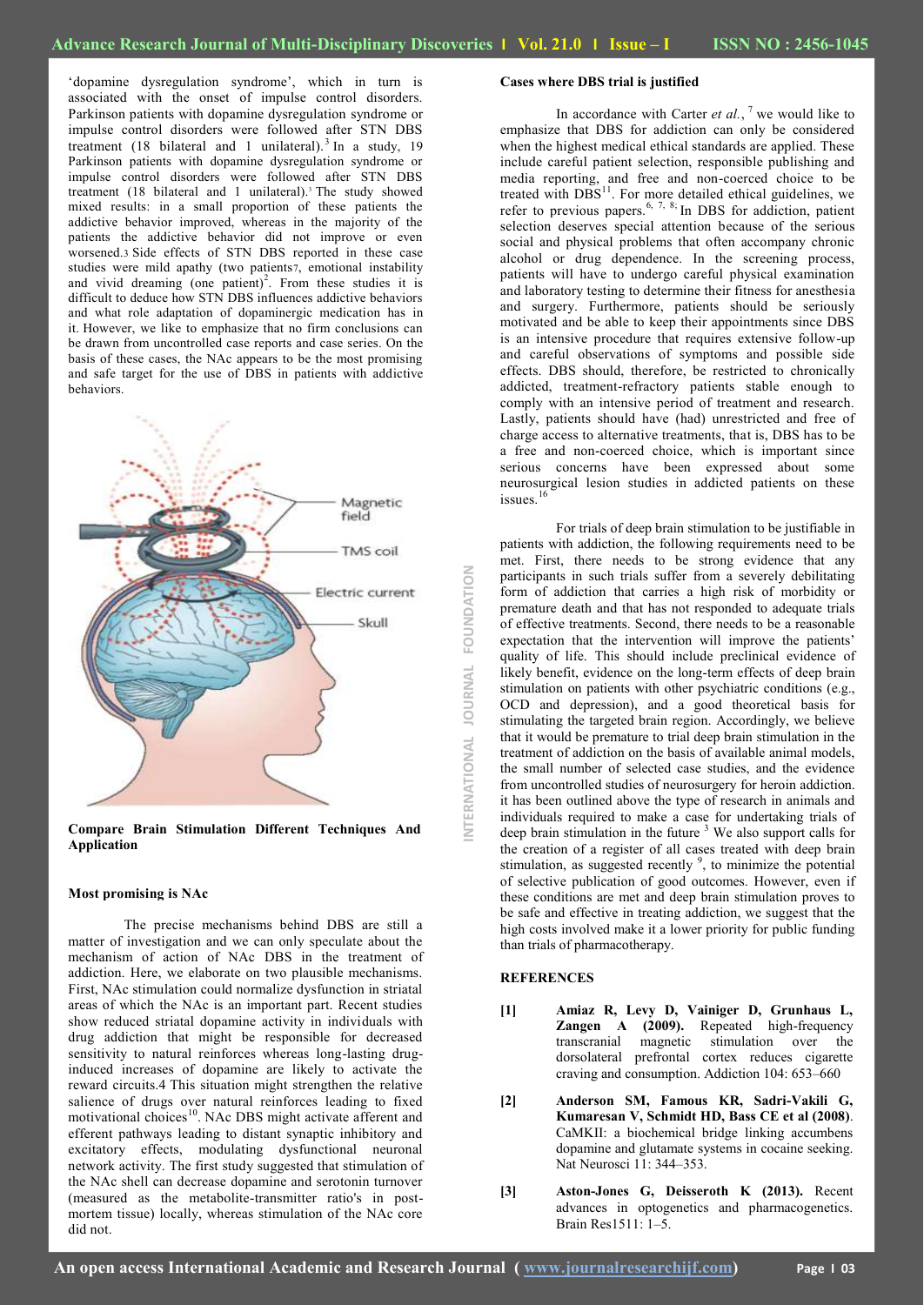'dopamine dysregulation syndrome', which in turn is associated with the onset of impulse control disorders. Parkinson patients with dopamine dysregulation syndrome or impulse control disorders were followed after STN DBS treatment (18 bilateral and 1 unilateral).[3] In a study, 19 Parkinson patients with dopamine dysregulation syndrome or impulse control disorders were followed after STN DBS treatment (18 bilateral and 1 unilateral).[3] The study showed mixed results: in a small proportion of these patients the addictive behavior improved, whereas in the majority of the patients the addictive behavior did not improve or even worsened.[3] Side effects of STN DBS reported in these case studies were mild apathy (two patients[7], emotional instability and vivid dreaming (one patient)[2]. From these studies it is difficult to deduce how STN DBS influences addictive behaviors and what role adaptation of dopaminergic medication has in it. However, we like to emphasize that no firm conclusions can be drawn from uncontrolled case reports and case series. On the basis of these cases, the NAc appears to be the most promising and safe target for the use of DBS in patients with addictive behaviors.

**Compare Brain Stimulation Different Techniques And Application**

**Most promising is NAc**

The precise mechanisms behind DBS are still a matter of investigation and we can only speculate about the mechanism of action of NAc DBS in the treatment of addiction. Here, we elaborate on two plausible mechanisms. First, NAc stimulation could normalize dysfunction in striatal areas of which the NAc is an important part. Recent studies show reduced striatal dopamine activity in individuals with drug addiction that might be responsible for decreased sensitivity to natural reinforces whereas long-lasting drug-induced increases of dopamine are likely to activate the reward circuits.4 This situation might strengthen the relative salience of drugs over natural reinforces leading to fixed motivational choices[10]. NAc DBS might activate afferent and efferent pathways leading to distant synaptic inhibitory and excitatory effects, modulating dysfunctional neuronal network activity. The first study suggested that stimulation of the NAc shell can decrease dopamine and serotonin turnover (measured as the metabolite-transmitter ratio's in post-mortem tissue) locally, whereas stimulation of the NAc core did not.

**Cases where DBS trial is justified**

In accordance with Carter *et al.*,[7] we would like to emphasize that DBS for addiction can only be considered when the highest medical ethical standards are applied. These include careful patient selection, responsible publishing and media reporting, and free and non-coerced choice to be treated with DBS[11]. For more detailed ethical guidelines, we refer to previous papers.[6, 7, 8;] In DBS for addiction, patient selection deserves special attention because of the serious social and physical problems that often accompany chronic alcohol or drug dependence. In the screening process, patients will have to undergo careful physical examination and laboratory testing to determine their fitness for anesthesia and surgery. Furthermore, patients should be seriously motivated and be able to keep their appointments since DBS is an intensive procedure that requires extensive follow-up and careful observations of symptoms and possible side effects. DBS should, therefore, be restricted to chronically addicted, treatment-refractory patients stable enough to comply with an intensive period of treatment and research. Lastly, patients should have (had) unrestricted and free of charge access to alternative treatments, that is, DBS has to be a free and non-coerced choice, which is important since serious concerns have been expressed about some neurosurgical lesion studies in addicted patients on these issues.[16]

For trials of deep brain stimulation to be justifiable in patients with addiction, the following requirements need to be met. First, there needs to be strong evidence that any participants in such trials suffer from a severely debilitating form of addiction that carries a high risk of morbidity or premature death and that has not responded to adequate trials of effective treatments. Second, there needs to be a reasonable expectation that the intervention will improve the patients' quality of life. This should include preclinical evidence of likely benefit, evidence on the long-term effects of deep brain stimulation on patients with other psychiatric conditions (e.g., OCD and depression), and a good theoretical basis for stimulating the targeted brain region. Accordingly, we believe that it would be premature to trial deep brain stimulation in the treatment of addiction on the basis of available animal models, the small number of selected case studies, and the evidence from uncontrolled studies of neurosurgery for heroin addiction. it has been outlined above the type of research in animals and individuals required to make a case for undertaking trials of deep brain stimulation in the future[3] We also support calls for the creation of a register of all cases treated with deep brain stimulation, as suggested recently[9], to minimize the potential of selective publication of good outcomes. However, even if these conditions are met and deep brain stimulation proves to be safe and effective in treating addiction, we suggest that the high costs involved make it a lower priority for public funding than trials of pharmacotherapy.

## REFERENCES

**[1]** **Amiaz R, Levy D, Vainiger D, Grunhaus L, Zangen A (2009).** Repeated high-frequency transcranial magnetic stimulation over the dorsolateral prefrontal cortex reduces cigarette craving and consumption. Addiction 104: 653–660

**[2]** **Anderson SM, Famous KR, Sadri-Vakili G, Kumaresan V, Schmidt HD, Bass CE et al (2008).** CaMKII: a biochemical bridge linking accumbens dopamine and glutamate systems in cocaine seeking. Nat Neurosci 11: 344–353.

**[3]** **Aston-Jones G, Deisseroth K (2013).** Recent advances in optogenetics and pharmacogenetics. Brain Res1511: 1–5.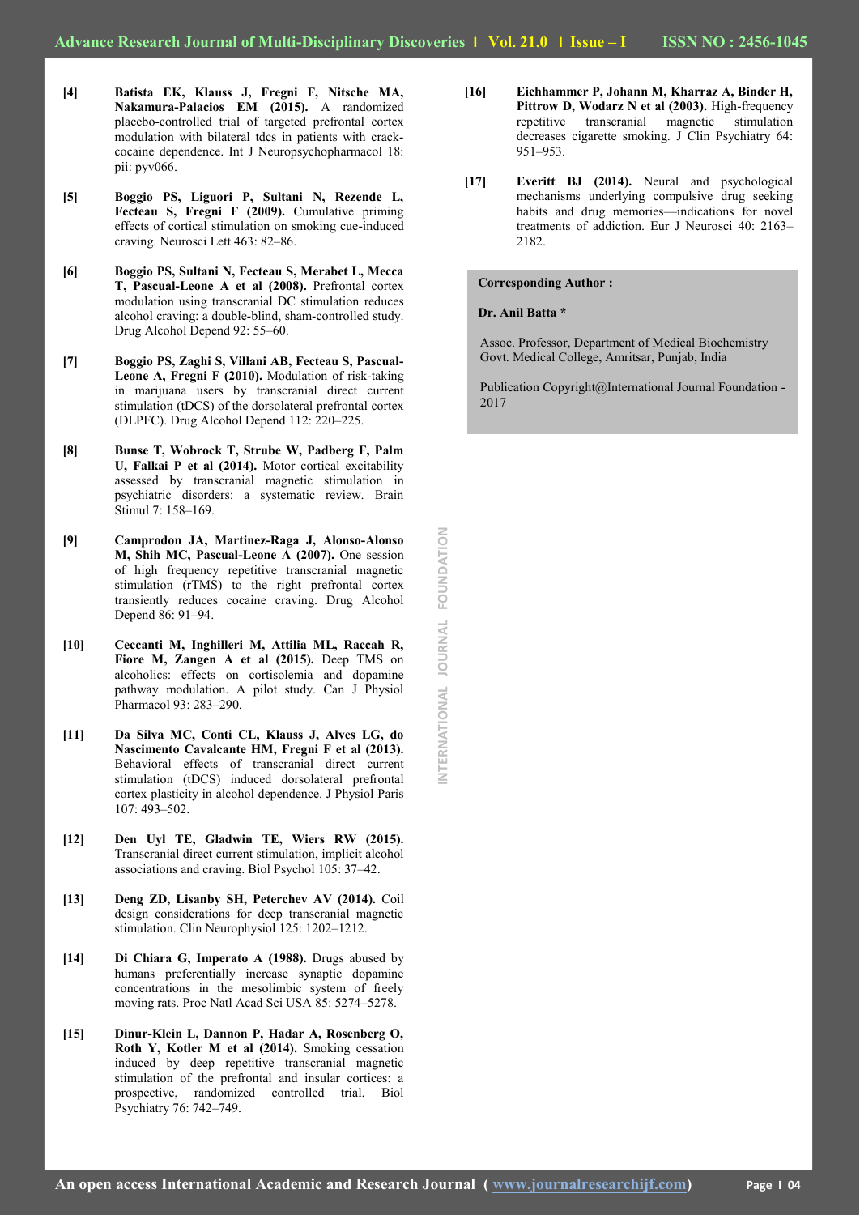[4] **Batista EK, Klauss J, Fregni F, Nitsche MA, Nakamura-Palacios EM (2015).** A randomized placebo-controlled trial of targeted prefrontal cortex modulation with bilateral tdcs in patients with crack-cocaine dependence. Int J Neuropsychopharmacol 18: pii: pyv066.

[5] **Boggio PS, Liguori P, Sultani N, Rezende L, Fecteau S, Fregni F (2009).** Cumulative priming effects of cortical stimulation on smoking cue-induced craving. Neurosci Lett 463: 82–86.

[6] **Boggio PS, Sultani N, Fecteau S, Merabet L, Mecca T, Pascual-Leone A et al (2008).** Prefrontal cortex modulation using transcranial DC stimulation reduces alcohol craving: a double-blind, sham-controlled study. Drug Alcohol Depend 92: 55–60.

[7] **Boggio PS, Zaghi S, Villani AB, Fecteau S, Pascual-Leone A, Fregni F (2010).** Modulation of risk-taking in marijuana users by transcranial direct current stimulation (tDCS) of the dorsolateral prefrontal cortex (DLPFC). Drug Alcohol Depend 112: 220–225.

[8] **Bunse T, Wobrock T, Strube W, Padberg F, Palm U, Falkai P et al (2014).** Motor cortical excitability assessed by transcranial magnetic stimulation in psychiatric disorders: a systematic review. Brain Stimul 7: 158–169.

[9] **Camprodon JA, Martinez-Raga J, Alonso-Alonso M, Shih MC, Pascual-Leone A (2007).** One session of high frequency repetitive transcranial magnetic stimulation (rTMS) to the right prefrontal cortex transiently reduces cocaine craving. Drug Alcohol Depend 86: 91–94.

[10] **Ceccanti M, Inghilleri M, Attilia ML, Raccah R, Fiore M, Zangen A et al (2015).** Deep TMS on alcoholics: effects on cortisolemia and dopamine pathway modulation. A pilot study. Can J Physiol Pharmacol 93: 283–290.

[11] **Da Silva MC, Conti CL, Klauss J, Alves LG, do Nascimento Cavalcante HM, Fregni F et al (2013).** Behavioral effects of transcranial direct current stimulation (tDCS) induced dorsolateral prefrontal cortex plasticity in alcohol dependence. J Physiol Paris 107: 493–502.

[12] **Den Uyl TE, Gladwin TE, Wiers RW (2015).** Transcranial direct current stimulation, implicit alcohol associations and craving. Biol Psychol 105: 37–42.

[13] **Deng ZD, Lisanby SH, Peterchev AV (2014).** Coil design considerations for deep transcranial magnetic stimulation. Clin Neurophysiol 125: 1202–1212.

[14] **Di Chiara G, Imperato A (1988).** Drugs abused by humans preferentially increase synaptic dopamine concentrations in the mesolimbic system of freely moving rats. Proc Natl Acad Sci USA 85: 5274–5278.

[15] **Dinur-Klein L, Dannon P, Hadar A, Rosenberg O, Roth Y, Kotler M et al (2014).** Smoking cessation induced by deep repetitive transcranial magnetic stimulation of the prefrontal and insular cortices: a prospective, randomized controlled trial. Biol Psychiatry 76: 742–749.

[16] **Eichhammer P, Johann M, Kharraz A, Binder H, Pittrow D, Wodarz N et al (2003).** High-frequency repetitive transcranial magnetic stimulation decreases cigarette smoking. J Clin Psychiatry 64: 951–953.

[17] **Everitt BJ (2014).** Neural and psychological mechanisms underlying compulsive drug seeking habits and drug memories—indications for novel treatments of addiction. Eur J Neurosci 40: 2163–2182.

**Corresponding Author :**

**Dr. Anil Batta \***

Assoc. Professor, Department of Medical Biochemistry
Govt. Medical College, Amritsar, Punjab, India

Publication Copyright@International Journal Foundation - 2017